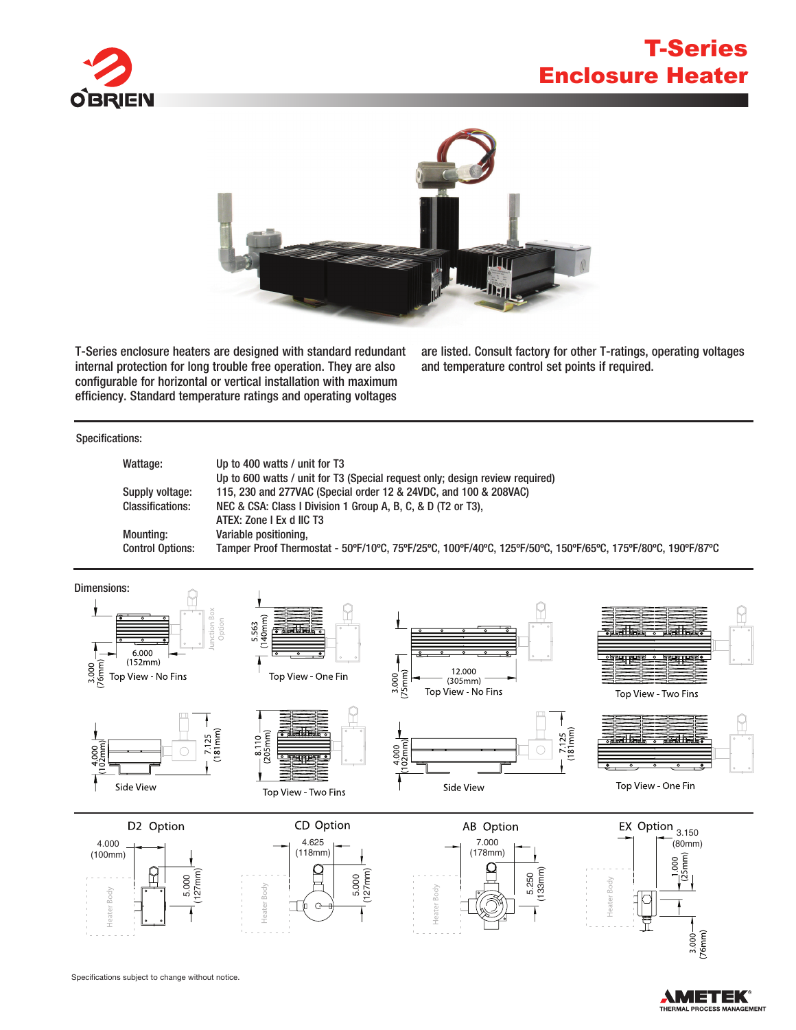# T-Series Enclosure Heater

T-Series enclosure heaters are designed with standard redundant internal protection for long trouble free operation. They are also configurable for horizontal or vertical installation with maximum efficiency. Standard temperature ratings and operating voltages are listed. Consult factory for other T-ratings, operating voltages and temperature control set points if required.

## Specifications:

| | |
|---|---|
| Wattage: | Up to 400 watts / unit for T3 |
| | Up to 600 watts / unit for T3 (Special request only; design review required) |
| Supply voltage: | 115, 230 and 277VAC (Special order 12 & 24VDC, and 100 & 208VAC) |
| Classifications: | NEC & CSA: Class I Division 1 Group A, B, C, & D (T2 or T3), |
| | ATEX: Zone I Ex d IIC T3 |
| Mounting: | Variable positioning, |
| Control Options: | Tamper Proof Thermostat - 50ºF/10ºC, 75ºF/25ºC, 100ºF/40ºC, 125ºF/50ºC, 150ºF/65ºC, 175ºF/80ºC, 190ºF/87ºC |

## Dimensions:

- Top View - No Fins: 6.000 (152mm) × 3.000 (76mm); Junction Box Option
- Top View - One Fin: 5.563 (140mm)
- Top View - No Fins: 12.000 (305mm) × 3.000 (75mm)
- Top View - Two Fins
- Side View: 4.000 (102mm); 7.125 (181mm)
- Top View - Two Fins: 8.110 (205mm)
- Side View: 4.000 (102mm); 7.125 (181mm)
- Top View - One Fin

**D2 Option:** 4.000 (100mm); 5.000 (127mm)

**CD Option:** 4.625 (118mm); 5.000 (127mm)

**AB Option:** 7.000 (178mm); 5.250 (133mm)

**EX Option:** 3.150 (80mm); 1.000 (25mm); 3.000 (76mm)

Specifications subject to change without notice.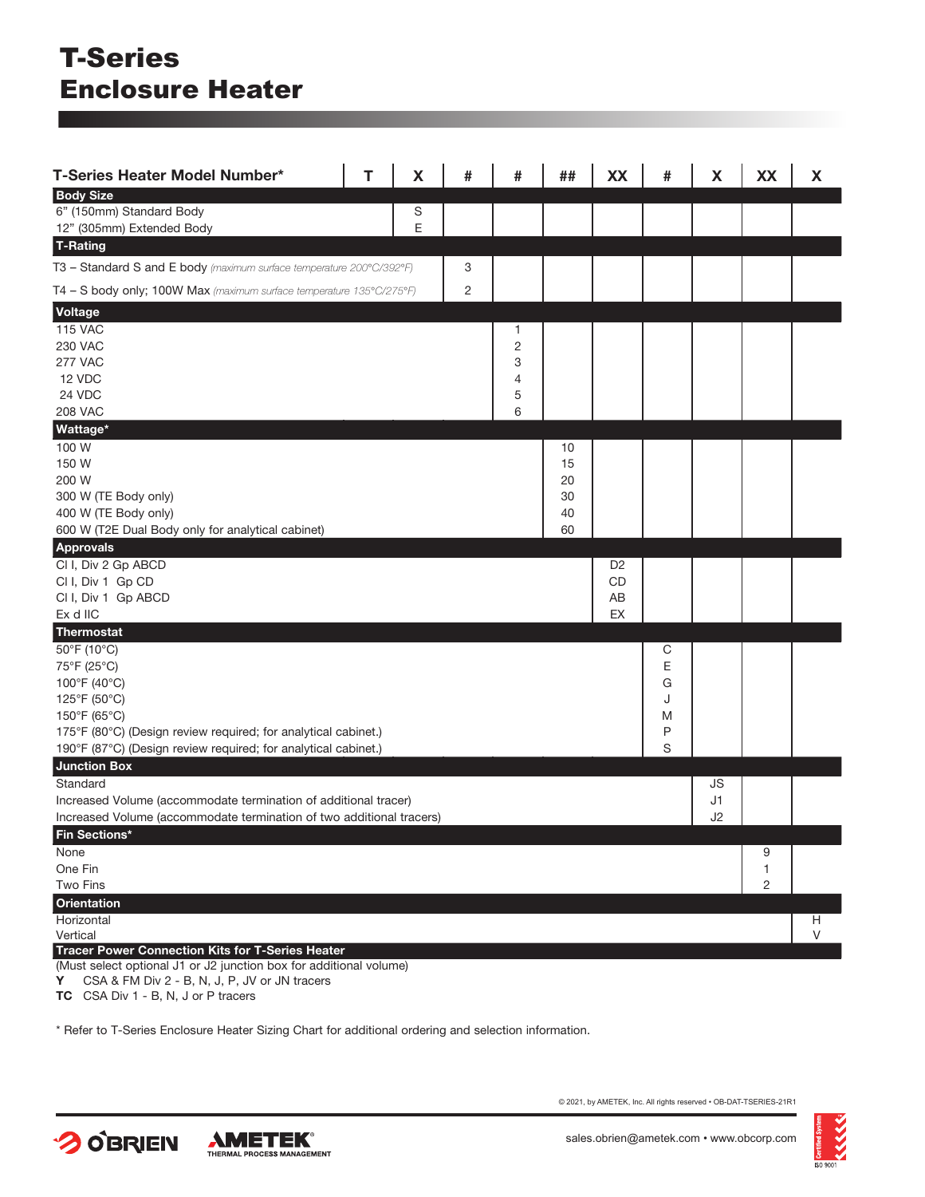# T-Series Enclosure Heater

| T-Series Heater Model Number* | T | X | # | # | ## | XX | # | X | XX | X |
|---|---|---|---|---|---|---|---|---|---|---|
| **Body Size** | | | | | | | | | | |
| 6" (150mm) Standard Body | | S | | | | | | | | |
| 12" (305mm) Extended Body | | E | | | | | | | | |
| **T-Rating** | | | | | | | | | | |
| T3 – Standard S and E body *(maximum surface temperature 200°C/392°F)* | | | 3 | | | | | | | |
| T4 – S body only; 100W Max *(maximum surface temperature 135°C/275°F)* | | | 2 | | | | | | | |
| **Voltage** | | | | | | | | | | |
| 115 VAC | | | | 1 | | | | | | |
| 230 VAC | | | | 2 | | | | | | |
| 277 VAC | | | | 3 | | | | | | |
| 12 VDC | | | | 4 | | | | | | |
| 24 VDC | | | | 5 | | | | | | |
| 208 VAC | | | | 6 | | | | | | |
| **Wattage*** | | | | | | | | | | |
| 100 W | | | | | 10 | | | | | |
| 150 W | | | | | 15 | | | | | |
| 200 W | | | | | 20 | | | | | |
| 300 W (TE Body only) | | | | | 30 | | | | | |
| 400 W (TE Body only) | | | | | 40 | | | | | |
| 600 W (T2E Dual Body only for analytical cabinet) | | | | | 60 | | | | | |
| **Approvals** | | | | | | | | | | |
| Cl I, Div 2 Gp ABCD | | | | | | D2 | | | | |
| Cl I, Div 1 Gp CD | | | | | | CD | | | | |
| Cl I, Div 1 Gp ABCD | | | | | | AB | | | | |
| Ex d IIC | | | | | | EX | | | | |
| **Thermostat** | | | | | | | | | | |
| 50°F (10°C) | | | | | | | C | | | |
| 75°F (25°C) | | | | | | | E | | | |
| 100°F (40°C) | | | | | | | G | | | |
| 125°F (50°C) | | | | | | | J | | | |
| 150°F (65°C) | | | | | | | M | | | |
| 175°F (80°C) (Design review required; for analytical cabinet.) | | | | | | | P | | | |
| 190°F (87°C) (Design review required; for analytical cabinet.) | | | | | | | S | | | |
| **Junction Box** | | | | | | | | | | |
| Standard | | | | | | | | JS | | |
| Increased Volume (accommodate termination of additional tracer) | | | | | | | | J1 | | |
| Increased Volume (accommodate termination of two additional tracers) | | | | | | | | J2 | | |
| **Fin Sections*** | | | | | | | | | | |
| None | | | | | | | | | 9 | |
| One Fin | | | | | | | | | 1 | |
| Two Fins | | | | | | | | | 2 | |
| **Orientation** | | | | | | | | | | |
| Horizontal | | | | | | | | | | H |
| Vertical | | | | | | | | | | V |

**Tracer Power Connection Kits for T-Series Heater**

(Must select optional J1 or J2 junction box for additional volume)

**Y** CSA & FM Div 2 - B, N, J, P, JV or JN tracers

**TC** CSA Div 1 - B, N, J or P tracers

\* Refer to T-Series Enclosure Heater Sizing Chart for additional ordering and selection information.

© 2021, by AMETEK, Inc. All rights reserved • OB-DAT-TSERIES-21R1

sales.obrien@ametek.com • www.obcorp.com